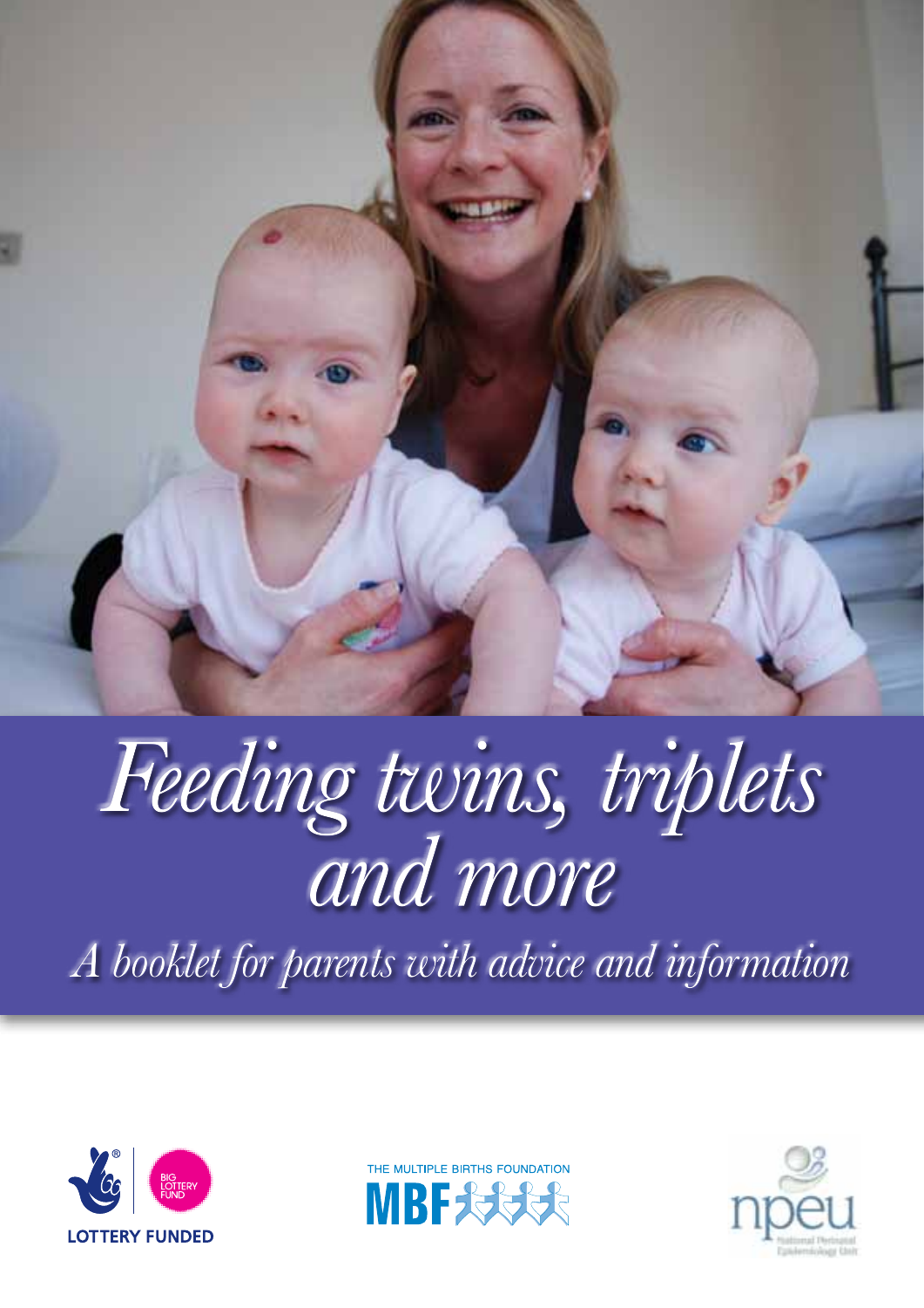# Feeding twins, triplets and more

*A booklet for parents with advice and information*

LOTTERY FUNDED

BIG LOTTERY FUND

THE MULTIPLE BIRTHS FOUNDATION

MBF

npeu

National Perinatal Epidemiology Unit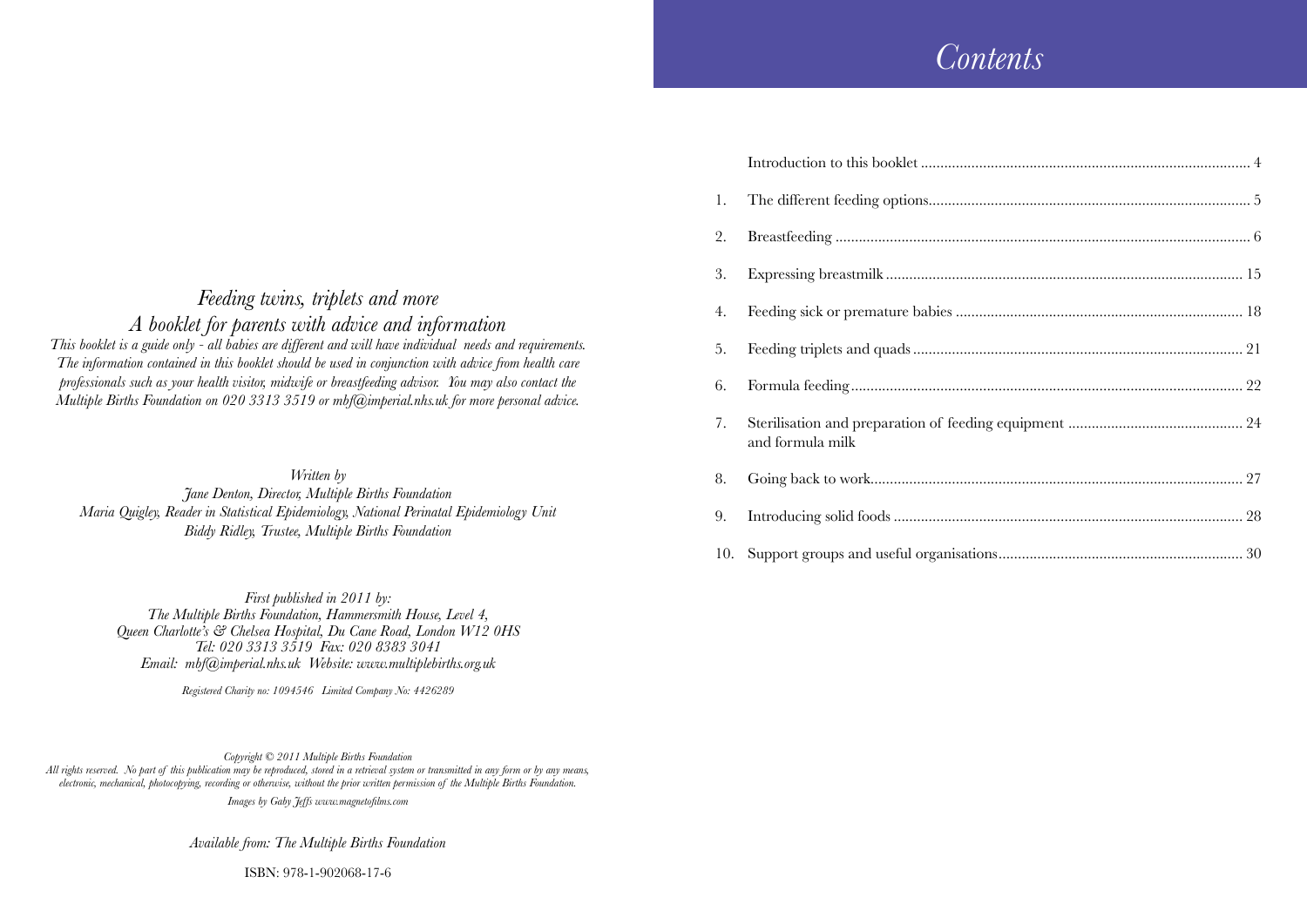*Feeding twins, triplets and more*

*A booklet for parents with advice and information*

*This booklet is a guide only - all babies are different and will have individual needs and requirements. The information contained in this booklet should be used in conjunction with advice from health care professionals such as your health visitor, midwife or breastfeeding advisor. You may also contact the Multiple Births Foundation on 020 3313 3519 or mbf@imperial.nhs.uk for more personal advice.*

*Written by*
*Jane Denton, Director, Multiple Births Foundation*
*Maria Quigley, Reader in Statistical Epidemiology, National Perinatal Epidemiology Unit*
*Biddy Ridley, Trustee, Multiple Births Foundation*

*First published in 2011 by:*
*The Multiple Births Foundation, Hammersmith House, Level 4,*
*Queen Charlotte's & Chelsea Hospital, Du Cane Road, London W12 0HS*
*Tel: 020 3313 3519 Fax: 020 8383 3041*
*Email: mbf@imperial.nhs.uk Website: www.multiplebirths.org.uk*

*Registered Charity no: 1094546 Limited Company No: 4426289*

*Copyright © 2011 Multiple Births Foundation*
*All rights reserved. No part of this publication may be reproduced, stored in a retrieval system or transmitted in any form or by any means, electronic, mechanical, photocopying, recording or otherwise, without the prior written permission of the Multiple Births Foundation.*

*Images by Gaby Jeffs www.magnetofilms.com*

*Available from: The Multiple Births Foundation*

ISBN: 978-1-902068-17-6

# *Contents*

| | | |
|---|---|---|
| | Introduction to this booklet | 4 |
| 1. | The different feeding options | 5 |
| 2. | Breastfeeding | 6 |
| 3. | Expressing breastmilk | 15 |
| 4. | Feeding sick or premature babies | 18 |
| 5. | Feeding triplets and quads | 21 |
| 6. | Formula feeding | 22 |
| 7. | Sterilisation and preparation of feeding equipment and formula milk | 24 |
| 8. | Going back to work | 27 |
| 9. | Introducing solid foods | 28 |
| 10. | Support groups and useful organisations | 30 |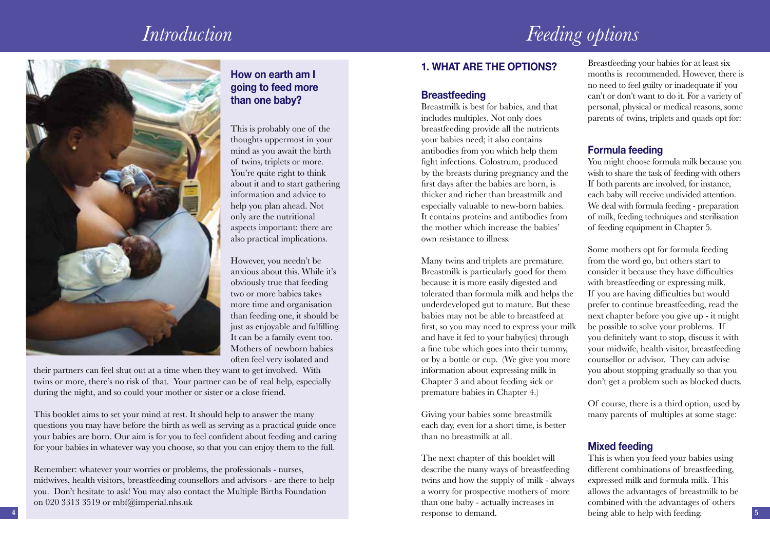# Introduction

## How on earth am I going to feed more than one baby?

This is probably one of the thoughts uppermost in your mind as you await the birth of twins, triplets or more. You're quite right to think about it and to start gathering information and advice to help you plan ahead. Not only are the nutritional aspects important: there are also practical implications.

However, you needn't be anxious about this. While it's obviously true that feeding two or more babies takes more time and organisation than feeding one, it should be just as enjoyable and fulfilling. It can be a family event too. Mothers of newborn babies often feel very isolated and their partners can feel shut out at a time when they want to get involved. With twins or more, there's no risk of that. Your partner can be of real help, especially during the night, and so could your mother or sister or a close friend.

This booklet aims to set your mind at rest. It should help to answer the many questions you may have before the birth as well as serving as a practical guide once your babies are born. Our aim is for you to feel confident about feeding and caring for your babies in whatever way you choose, so that you can enjoy them to the full.

Remember: whatever your worries or problems, the professionals - nurses, midwives, health visitors, breastfeeding counsellors and advisors - are there to help you. Don't hesitate to ask! You may also contact the Multiple Births Foundation on 020 3313 3519 or mbf@imperial.nhs.uk

# Feeding options

## 1. WHAT ARE THE OPTIONS?

### Breastfeeding

Breastmilk is best for babies, and that includes multiples. Not only does breastfeeding provide all the nutrients your babies need; it also contains antibodies from you which help them fight infections. Colostrum, produced by the breasts during pregnancy and the first days after the babies are born, is thicker and richer than breastmilk and especially valuable to new-born babies. It contains proteins and antibodies from the mother which increase the babies' own resistance to illness.

Many twins and triplets are premature. Breastmilk is particularly good for them because it is more easily digested and tolerated than formula milk and helps the underdeveloped gut to mature. But these babies may not be able to breastfeed at first, so you may need to express your milk and have it fed to your baby(ies) through a fine tube which goes into their tummy, or by a bottle or cup. (We give you more information about expressing milk in Chapter 3 and about feeding sick or premature babies in Chapter 4.)

Giving your babies some breastmilk each day, even for a short time, is better than no breastmilk at all.

The next chapter of this booklet will describe the many ways of breastfeeding twins and how the supply of milk - always a worry for prospective mothers of more than one baby - actually increases in response to demand.

Breastfeeding your babies for at least six months is recommended. However, there is no need to feel guilty or inadequate if you can't or don't want to do it. For a variety of personal, physical or medical reasons, some parents of twins, triplets and quads opt for:

### Formula feeding

You might choose formula milk because you wish to share the task of feeding with others If both parents are involved, for instance, each baby will receive undivided attention. We deal with formula feeding - preparation of milk, feeding techniques and sterilisation of feeding equipment in Chapter 5.

Some mothers opt for formula feeding from the word go, but others start to consider it because they have difficulties with breastfeeding or expressing milk. If you are having difficulties but would prefer to continue breastfeeding, read the next chapter before you give up - it might be possible to solve your problems. If you definitely want to stop, discuss it with your midwife, health visitor, breastfeeding counsellor or advisor. They can advise you about stopping gradually so that you don't get a problem such as blocked ducts.

Of course, there is a third option, used by many parents of multiples at some stage:

### Mixed feeding

This is when you feed your babies using different combinations of breastfeeding, expressed milk and formula milk. This allows the advantages of breastmilk to be combined with the advantages of others being able to help with feeding.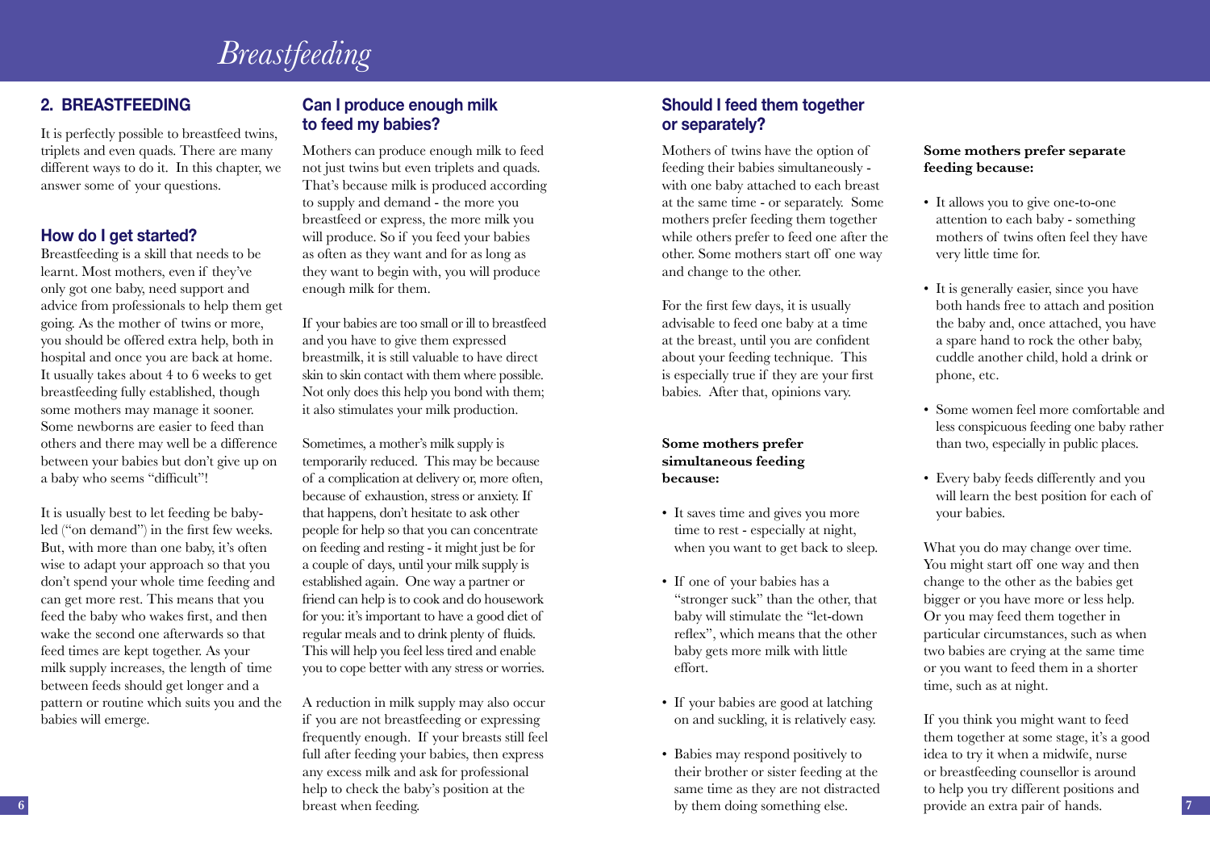# Breastfeeding

## 2. BREASTFEEDING

It is perfectly possible to breastfeed twins, triplets and even quads. There are many different ways to do it. In this chapter, we answer some of your questions.

### How do I get started?

Breastfeeding is a skill that needs to be learnt. Most mothers, even if they've only got one baby, need support and advice from professionals to help them get going. As the mother of twins or more, you should be offered extra help, both in hospital and once you are back at home. It usually takes about 4 to 6 weeks to get breastfeeding fully established, though some mothers may manage it sooner. Some newborns are easier to feed than others and there may well be a difference between your babies but don't give up on a baby who seems "difficult"!

It is usually best to let feeding be baby-led ("on demand") in the first few weeks. But, with more than one baby, it's often wise to adapt your approach so that you don't spend your whole time feeding and can get more rest. This means that you feed the baby who wakes first, and then wake the second one afterwards so that feed times are kept together. As your milk supply increases, the length of time between feeds should get longer and a pattern or routine which suits you and the babies will emerge.

### Can I produce enough milk to feed my babies?

Mothers can produce enough milk to feed not just twins but even triplets and quads. That's because milk is produced according to supply and demand - the more you breastfeed or express, the more milk you will produce. So if you feed your babies as often as they want and for as long as they want to begin with, you will produce enough milk for them.

If your babies are too small or ill to breastfeed and you have to give them expressed breastmilk, it is still valuable to have direct skin to skin contact with them where possible. Not only does this help you bond with them; it also stimulates your milk production.

Sometimes, a mother's milk supply is temporarily reduced. This may be because of a complication at delivery or, more often, because of exhaustion, stress or anxiety. If that happens, don't hesitate to ask other people for help so that you can concentrate on feeding and resting - it might just be for a couple of days, until your milk supply is established again. One way a partner or friend can help is to cook and do housework for you: it's important to have a good diet of regular meals and to drink plenty of fluids. This will help you feel less tired and enable you to cope better with any stress or worries.

A reduction in milk supply may also occur if you are not breastfeeding or expressing frequently enough. If your breasts still feel full after feeding your babies, then express any excess milk and ask for professional help to check the baby's position at the breast when feeding.

### Should I feed them together or separately?

Mothers of twins have the option of feeding their babies simultaneously - with one baby attached to each breast at the same time - or separately. Some mothers prefer feeding them together while others prefer to feed one after the other. Some mothers start off one way and change to the other.

For the first few days, it is usually advisable to feed one baby at a time at the breast, until you are confident about your feeding technique. This is especially true if they are your first babies. After that, opinions vary.

**Some mothers prefer simultaneous feeding because:**

- It saves time and gives you more time to rest - especially at night, when you want to get back to sleep.
- If one of your babies has a "stronger suck" than the other, that baby will stimulate the "let-down reflex", which means that the other baby gets more milk with little effort.
- If your babies are good at latching on and suckling, it is relatively easy.
- Babies may respond positively to their brother or sister feeding at the same time as they are not distracted by them doing something else.

**Some mothers prefer separate feeding because:**

- It allows you to give one-to-one attention to each baby - something mothers of twins often feel they have very little time for.
- It is generally easier, since you have both hands free to attach and position the baby and, once attached, you have a spare hand to rock the other baby, cuddle another child, hold a drink or phone, etc.
- Some women feel more comfortable and less conspicuous feeding one baby rather than two, especially in public places.
- Every baby feeds differently and you will learn the best position for each of your babies.

What you do may change over time. You might start off one way and then change to the other as the babies get bigger or you have more or less help. Or you may feed them together in particular circumstances, such as when two babies are crying at the same time or you want to feed them in a shorter time, such as at night.

If you think you might want to feed them together at some stage, it's a good idea to try it when a midwife, nurse or breastfeeding counsellor is around to help you try different positions and provide an extra pair of hands.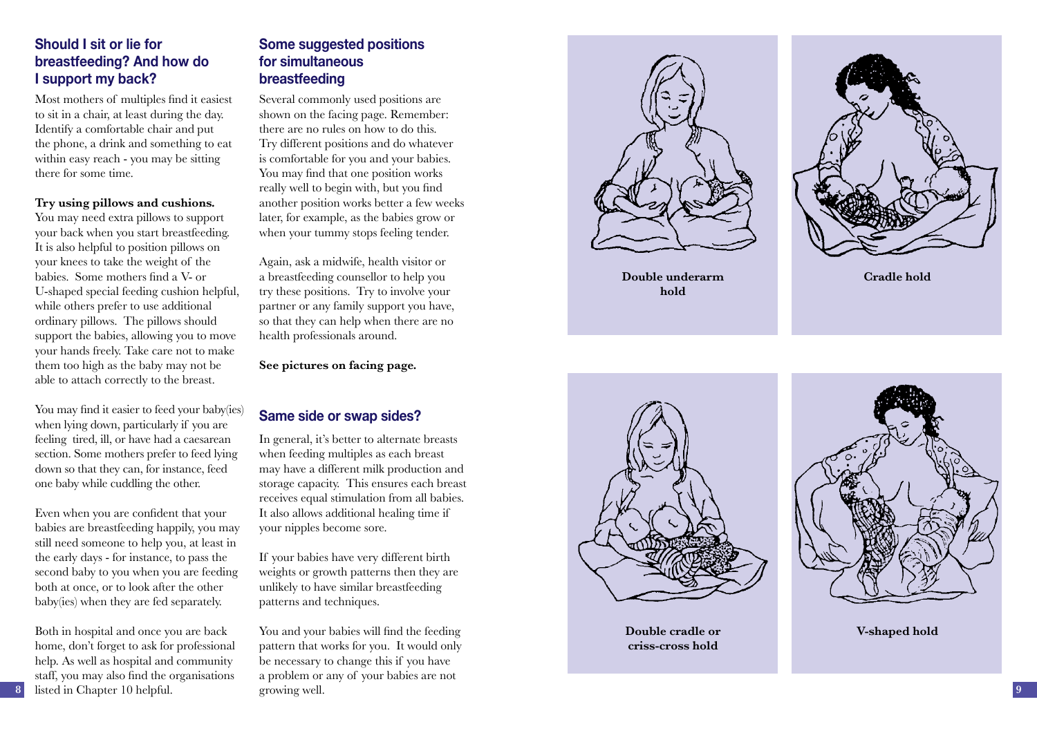## Should I sit or lie for breastfeeding? And how do I support my back?

Most mothers of multiples find it easiest to sit in a chair, at least during the day. Identify a comfortable chair and put the phone, a drink and something to eat within easy reach - you may be sitting there for some time.

**Try using pillows and cushions.** You may need extra pillows to support your back when you start breastfeeding. It is also helpful to position pillows on your knees to take the weight of the babies. Some mothers find a V- or U-shaped special feeding cushion helpful, while others prefer to use additional ordinary pillows. The pillows should support the babies, allowing you to move your hands freely. Take care not to make them too high as the baby may not be able to attach correctly to the breast.

You may find it easier to feed your baby(ies) when lying down, particularly if you are feeling tired, ill, or have had a caesarean section. Some mothers prefer to feed lying down so that they can, for instance, feed one baby while cuddling the other.

Even when you are confident that your babies are breastfeeding happily, you may still need someone to help you, at least in the early days - for instance, to pass the second baby to you when you are feeding both at once, or to look after the other baby(ies) when they are fed separately.

Both in hospital and once you are back home, don't forget to ask for professional help. As well as hospital and community staff, you may also find the organisations listed in Chapter 10 helpful.

## Some suggested positions for simultaneous breastfeeding

Several commonly used positions are shown on the facing page. Remember: there are no rules on how to do this. Try different positions and do whatever is comfortable for you and your babies. You may find that one position works really well to begin with, but you find another position works better a few weeks later, for example, as the babies grow or when your tummy stops feeling tender.

Again, ask a midwife, health visitor or a breastfeeding counsellor to help you try these positions. Try to involve your partner or any family support you have, so that they can help when there are no health professionals around.

**See pictures on facing page.**

## Same side or swap sides?

In general, it's better to alternate breasts when feeding multiples as each breast may have a different milk production and storage capacity. This ensures each breast receives equal stimulation from all babies. It also allows additional healing time if your nipples become sore.

If your babies have very different birth weights or growth patterns then they are unlikely to have similar breastfeeding patterns and techniques.

You and your babies will find the feeding pattern that works for you. It would only be necessary to change this if you have a problem or any of your babies are not growing well.

**Double underarm hold**

**Cradle hold**

**Double cradle or criss-cross hold**

**V-shaped hold**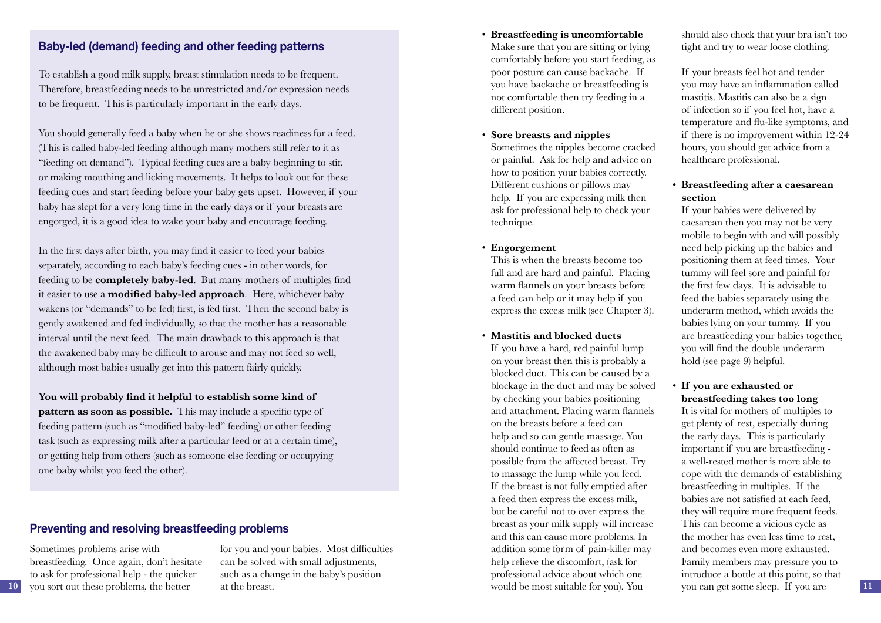## Baby-led (demand) feeding and other feeding patterns

To establish a good milk supply, breast stimulation needs to be frequent. Therefore, breastfeeding needs to be unrestricted and/or expression needs to be frequent. This is particularly important in the early days.

You should generally feed a baby when he or she shows readiness for a feed. (This is called baby-led feeding although many mothers still refer to it as "feeding on demand"). Typical feeding cues are a baby beginning to stir, or making mouthing and licking movements. It helps to look out for these feeding cues and start feeding before your baby gets upset. However, if your baby has slept for a very long time in the early days or if your breasts are engorged, it is a good idea to wake your baby and encourage feeding.

In the first days after birth, you may find it easier to feed your babies separately, according to each baby's feeding cues - in other words, for feeding to be **completely baby-led**. But many mothers of multiples find it easier to use a **modified baby-led approach**. Here, whichever baby wakens (or "demands" to be fed) first, is fed first. Then the second baby is gently awakened and fed individually, so that the mother has a reasonable interval until the next feed. The main drawback to this approach is that the awakened baby may be difficult to arouse and may not feed so well, although most babies usually get into this pattern fairly quickly.

**You will probably find it helpful to establish some kind of pattern as soon as possible.** This may include a specific type of feeding pattern (such as "modified baby-led" feeding) or other feeding task (such as expressing milk after a particular feed or at a certain time), or getting help from others (such as someone else feeding or occupying one baby whilst you feed the other).

## Preventing and resolving breastfeeding problems

Sometimes problems arise with breastfeeding. Once again, don't hesitate to ask for professional help - the quicker you sort out these problems, the better for you and your babies. Most difficulties can be solved with small adjustments, such as a change in the baby's position at the breast.

- **Breastfeeding is uncomfortable**
  Make sure that you are sitting or lying comfortably before you start feeding, as poor posture can cause backache. If you have backache or breastfeeding is not comfortable then try feeding in a different position.

- **Sore breasts and nipples**
  Sometimes the nipples become cracked or painful. Ask for help and advice on how to position your babies correctly. Different cushions or pillows may help. If you are expressing milk then ask for professional help to check your technique.

- **Engorgement**
  This is when the breasts become too full and are hard and painful. Placing warm flannels on your breasts before a feed can help or it may help if you express the excess milk (see Chapter 3).

- **Mastitis and blocked ducts**
  If you have a hard, red painful lump on your breast then this is probably a blocked duct. This can be caused by a blockage in the duct and may be solved by checking your babies positioning and attachment. Placing warm flannels on the breasts before a feed can help and so can gentle massage. You should continue to feed as often as possible from the affected breast. Try to massage the lump while you feed. If the breast is not fully emptied after a feed then express the excess milk, but be careful not to over express the breast as your milk supply will increase and this can cause more problems. In addition some form of pain-killer may help relieve the discomfort, (ask for professional advice about which one would be most suitable for you). You should also check that your bra isn't too tight and try to wear loose clothing.

  If your breasts feel hot and tender you may have an inflammation called mastitis. Mastitis can also be a sign of infection so if you feel hot, have a temperature and flu-like symptoms, and if there is no improvement within 12-24 hours, you should get advice from a healthcare professional.

- **Breastfeeding after a caesarean section**
  If your babies were delivered by caesarean then you may not be very mobile to begin with and will possibly need help picking up the babies and positioning them at feed times. Your tummy will feel sore and painful for the first few days. It is advisable to feed the babies separately using the underarm method, which avoids the babies lying on your tummy. If you are breastfeeding your babies together, you will find the double underarm hold (see page 9) helpful.

- **If you are exhausted or breastfeeding takes too long**
  It is vital for mothers of multiples to get plenty of rest, especially during the early days. This is particularly important if you are breastfeeding - a well-rested mother is more able to cope with the demands of establishing breastfeeding in multiples. If the babies are not satisfied at each feed, they will require more frequent feeds. This can become a vicious cycle as the mother has even less time to rest, and becomes even more exhausted. Family members may pressure you to introduce a bottle at this point, so that you can get some sleep. If you are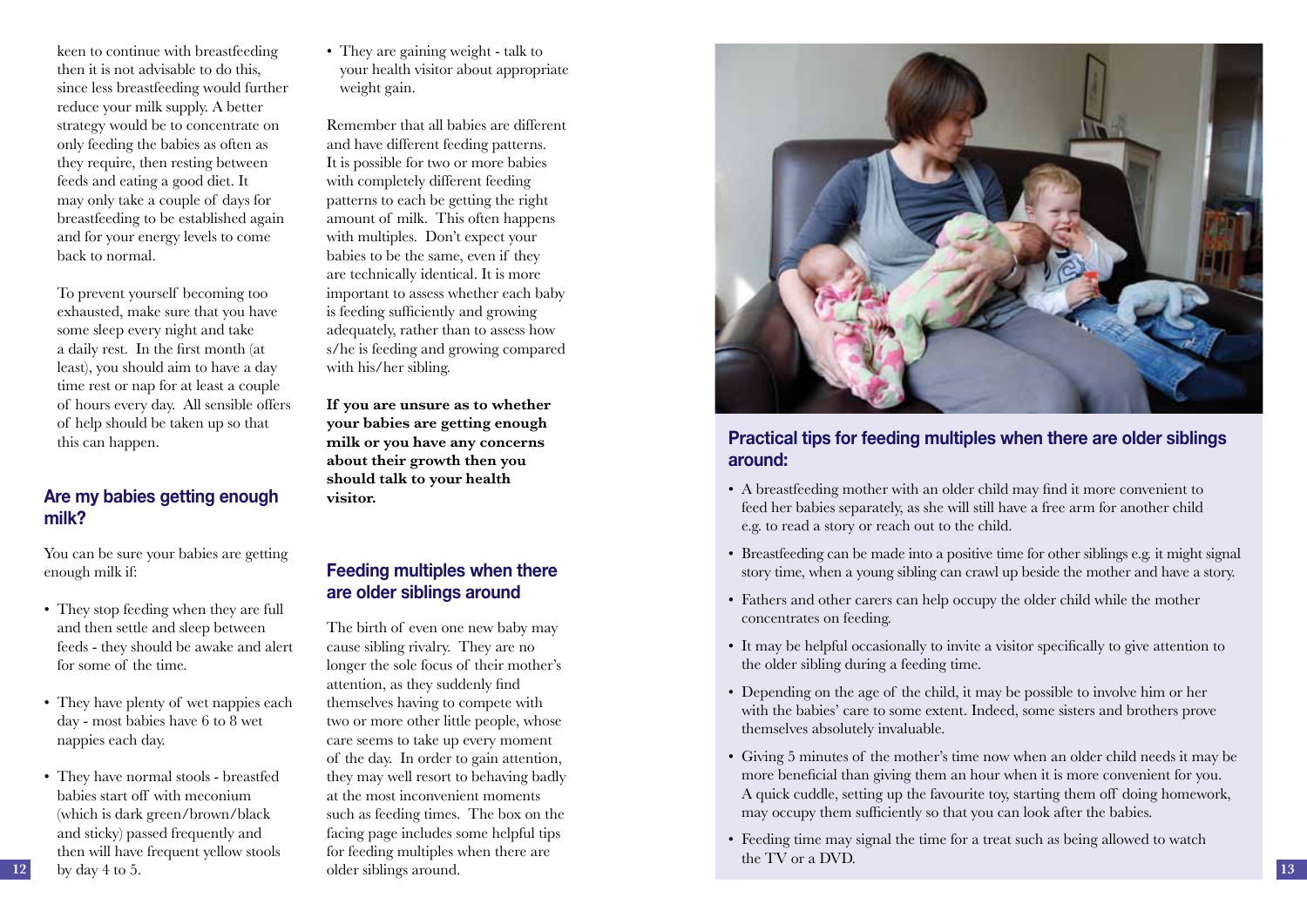keen to continue with breastfeeding then it is not advisable to do this, since less breastfeeding would further reduce your milk supply. A better strategy would be to concentrate on only feeding the babies as often as they require, then resting between feeds and eating a good diet. It may only take a couple of days for breastfeeding to be established again and for your energy levels to come back to normal.

To prevent yourself becoming too exhausted, make sure that you have some sleep every night and take a daily rest. In the first month (at least), you should aim to have a day time rest or nap for at least a couple of hours every day. All sensible offers of help should be taken up so that this can happen.

## Are my babies getting enough milk?

You can be sure your babies are getting enough milk if:

- They stop feeding when they are full and then settle and sleep between feeds - they should be awake and alert for some of the time.
- They have plenty of wet nappies each day - most babies have 6 to 8 wet nappies each day.
- They have normal stools - breastfed babies start off with meconium (which is dark green/brown/black and sticky) passed frequently and then will have frequent yellow stools by day 4 to 5.
- They are gaining weight - talk to your health visitor about appropriate weight gain.

Remember that all babies are different and have different feeding patterns. It is possible for two or more babies with completely different feeding patterns to each be getting the right amount of milk. This often happens with multiples. Don't expect your babies to be the same, even if they are technically identical. It is more important to assess whether each baby is feeding sufficiently and growing adequately, rather than to assess how s/he is feeding and growing compared with his/her sibling.

**If you are unsure as to whether your babies are getting enough milk or you have any concerns about their growth then you should talk to your health visitor.**

## Feeding multiples when there are older siblings around

The birth of even one new baby may cause sibling rivalry. They are no longer the sole focus of their mother's attention, as they suddenly find themselves having to compete with two or more other little people, whose care seems to take up every moment of the day. In order to gain attention, they may well resort to behaving badly at the most inconvenient moments such as feeding times. The box on the facing page includes some helpful tips for feeding multiples when there are older siblings around.

### Practical tips for feeding multiples when there are older siblings around:

- A breastfeeding mother with an older child may find it more convenient to feed her babies separately, as she will still have a free arm for another child e.g. to read a story or reach out to the child.
- Breastfeeding can be made into a positive time for other siblings e.g. it might signal story time, when a young sibling can crawl up beside the mother and have a story.
- Fathers and other carers can help occupy the older child while the mother concentrates on feeding.
- It may be helpful occasionally to invite a visitor specifically to give attention to the older sibling during a feeding time.
- Depending on the age of the child, it may be possible to involve him or her with the babies' care to some extent. Indeed, some sisters and brothers prove themselves absolutely invaluable.
- Giving 5 minutes of the mother's time now when an older child needs it may be more beneficial than giving them an hour when it is more convenient for you. A quick cuddle, setting up the favourite toy, starting them off doing homework, may occupy them sufficiently so that you can look after the babies.
- Feeding time may signal the time for a treat such as being allowed to watch the TV or a DVD.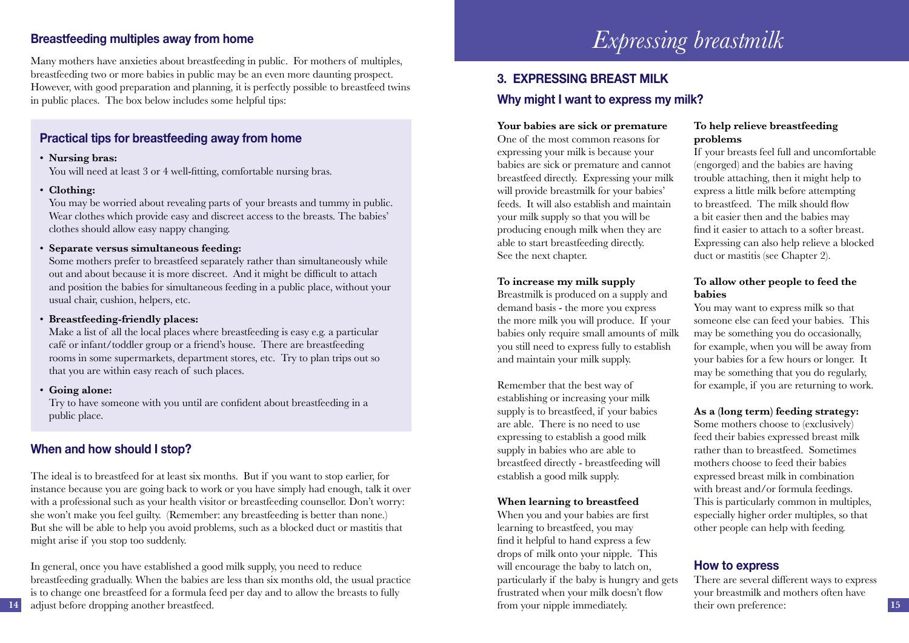## Breastfeeding multiples away from home

Many mothers have anxieties about breastfeeding in public. For mothers of multiples, breastfeeding two or more babies in public may be an even more daunting prospect. However, with good preparation and planning, it is perfectly possible to breastfeed twins in public places. The box below includes some helpful tips:

### Practical tips for breastfeeding away from home

- **Nursing bras:**
  You will need at least 3 or 4 well-fitting, comfortable nursing bras.
- **Clothing:**
  You may be worried about revealing parts of your breasts and tummy in public. Wear clothes which provide easy and discreet access to the breasts. The babies' clothes should allow easy nappy changing.
- **Separate versus simultaneous feeding:**
  Some mothers prefer to breastfeed separately rather than simultaneously while out and about because it is more discreet. And it might be difficult to attach and position the babies for simultaneous feeding in a public place, without your usual chair, cushion, helpers, etc.
- **Breastfeeding-friendly places:**
  Make a list of all the local places where breastfeeding is easy e.g. a particular café or infant/toddler group or a friend's house. There are breastfeeding rooms in some supermarkets, department stores, etc. Try to plan trips out so that you are within easy reach of such places.
- **Going alone:**
  Try to have someone with you until are confident about breastfeeding in a public place.

## When and how should I stop?

The ideal is to breastfeed for at least six months. But if you want to stop earlier, for instance because you are going back to work or you have simply had enough, talk it over with a professional such as your health visitor or breastfeeding counsellor. Don't worry: she won't make you feel guilty. (Remember: any breastfeeding is better than none.) But she will be able to help you avoid problems, such as a blocked duct or mastitis that might arise if you stop too suddenly.

In general, once you have established a good milk supply, you need to reduce breastfeeding gradually. When the babies are less than six months old, the usual practice is to change one breastfeed for a formula feed per day and to allow the breasts to fully adjust before dropping another breastfeed.

# *Expressing breastmilk*

## 3. EXPRESSING BREAST MILK

### Why might I want to express my milk?

**Your babies are sick or premature**
One of the most common reasons for expressing your milk is because your babies are sick or premature and cannot breastfeed directly. Expressing your milk will provide breastmilk for your babies' feeds. It will also establish and maintain your milk supply so that you will be producing enough milk when they are able to start breastfeeding directly. See the next chapter.

**To increase my milk supply**
Breastmilk is produced on a supply and demand basis - the more you express the more milk you will produce. If your babies only require small amounts of milk you still need to express fully to establish and maintain your milk supply.

Remember that the best way of establishing or increasing your milk supply is to breastfeed, if your babies are able. There is no need to use expressing to establish a good milk supply in babies who are able to breastfeed directly - breastfeeding will establish a good milk supply.

**When learning to breastfeed**
When you and your babies are first learning to breastfeed, you may find it helpful to hand express a few drops of milk onto your nipple. This will encourage the baby to latch on, particularly if the baby is hungry and gets frustrated when your milk doesn't flow from your nipple immediately.

**To help relieve breastfeeding problems**
If your breasts feel full and uncomfortable (engorged) and the babies are having trouble attaching, then it might help to express a little milk before attempting to breastfeed. The milk should flow a bit easier then and the babies may find it easier to attach to a softer breast. Expressing can also help relieve a blocked duct or mastitis (see Chapter 2).

**To allow other people to feed the babies**
You may want to express milk so that someone else can feed your babies. This may be something you do occasionally, for example, when you will be away from your babies for a few hours or longer. It may be something that you do regularly, for example, if you are returning to work.

**As a (long term) feeding strategy:**
Some mothers choose to (exclusively) feed their babies expressed breast milk rather than to breastfeed. Sometimes mothers choose to feed their babies expressed breast milk in combination with breast and/or formula feedings. This is particularly common in multiples, especially higher order multiples, so that other people can help with feeding.

### How to express

There are several different ways to express your breastmilk and mothers often have their own preference: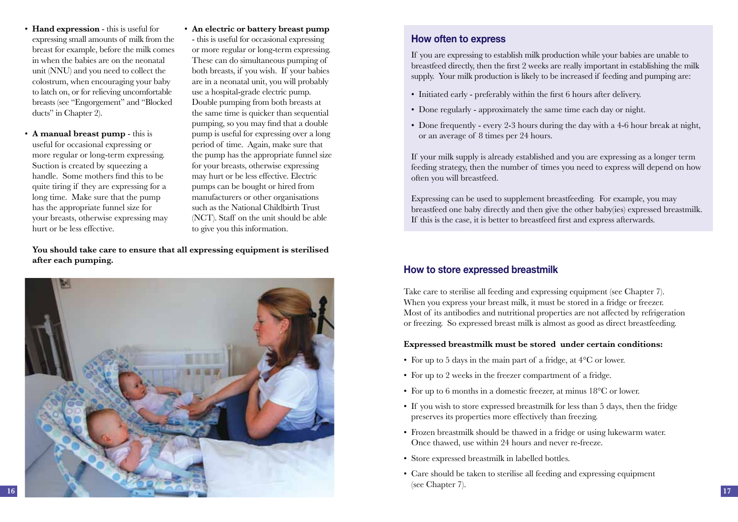- **Hand expression** - this is useful for expressing small amounts of milk from the breast for example, before the milk comes in when the babies are on the neonatal unit (NNU) and you need to collect the colostrum, when encouraging your baby to latch on, or for relieving uncomfortable breasts (see "Engorgement" and "Blocked ducts" in Chapter 2).

- **A manual breast pump** - this is useful for occasional expressing or more regular or long-term expressing. Suction is created by squeezing a handle. Some mothers find this to be quite tiring if they are expressing for a long time. Make sure that the pump has the appropriate funnel size for your breasts, otherwise expressing may hurt or be less effective.

- **An electric or battery breast pump** - this is useful for occasional expressing or more regular or long-term expressing. These can do simultaneous pumping of both breasts, if you wish. If your babies are in a neonatal unit, you will probably use a hospital-grade electric pump. Double pumping from both breasts at the same time is quicker than sequential pumping, so you may find that a double pump is useful for expressing over a long period of time. Again, make sure that the pump has the appropriate funnel size for your breasts, otherwise expressing may hurt or be less effective. Electric pumps can be bought or hired from manufacturers or other organisations such as the National Childbirth Trust (NCT). Staff on the unit should be able to give you this information.

**You should take care to ensure that all expressing equipment is sterilised after each pumping.**

## How often to express

If you are expressing to establish milk production while your babies are unable to breastfeed directly, then the first 2 weeks are really important in establishing the milk supply. Your milk production is likely to be increased if feeding and pumping are:

- Initiated early - preferably within the first 6 hours after delivery.
- Done regularly - approximately the same time each day or night.
- Done frequently - every 2-3 hours during the day with a 4-6 hour break at night, or an average of 8 times per 24 hours.

If your milk supply is already established and you are expressing as a longer term feeding strategy, then the number of times you need to express will depend on how often you will breastfeed.

Expressing can be used to supplement breastfeeding. For example, you may breastfeed one baby directly and then give the other baby(ies) expressed breastmilk. If this is the case, it is better to breastfeed first and express afterwards.

## How to store expressed breastmilk

Take care to sterilise all feeding and expressing equipment (see Chapter 7). When you express your breast milk, it must be stored in a fridge or freezer. Most of its antibodies and nutritional properties are not affected by refrigeration or freezing. So expressed breast milk is almost as good as direct breastfeeding.

**Expressed breastmilk must be stored under certain conditions:**

- For up to 5 days in the main part of a fridge, at 4°C or lower.
- For up to 2 weeks in the freezer compartment of a fridge.
- For up to 6 months in a domestic freezer, at minus 18°C or lower.
- If you wish to store expressed breastmilk for less than 5 days, then the fridge preserves its properties more effectively than freezing.
- Frozen breastmilk should be thawed in a fridge or using lukewarm water. Once thawed, use within 24 hours and never re-freeze.
- Store expressed breastmilk in labelled bottles.
- Care should be taken to sterilise all feeding and expressing equipment (see Chapter 7).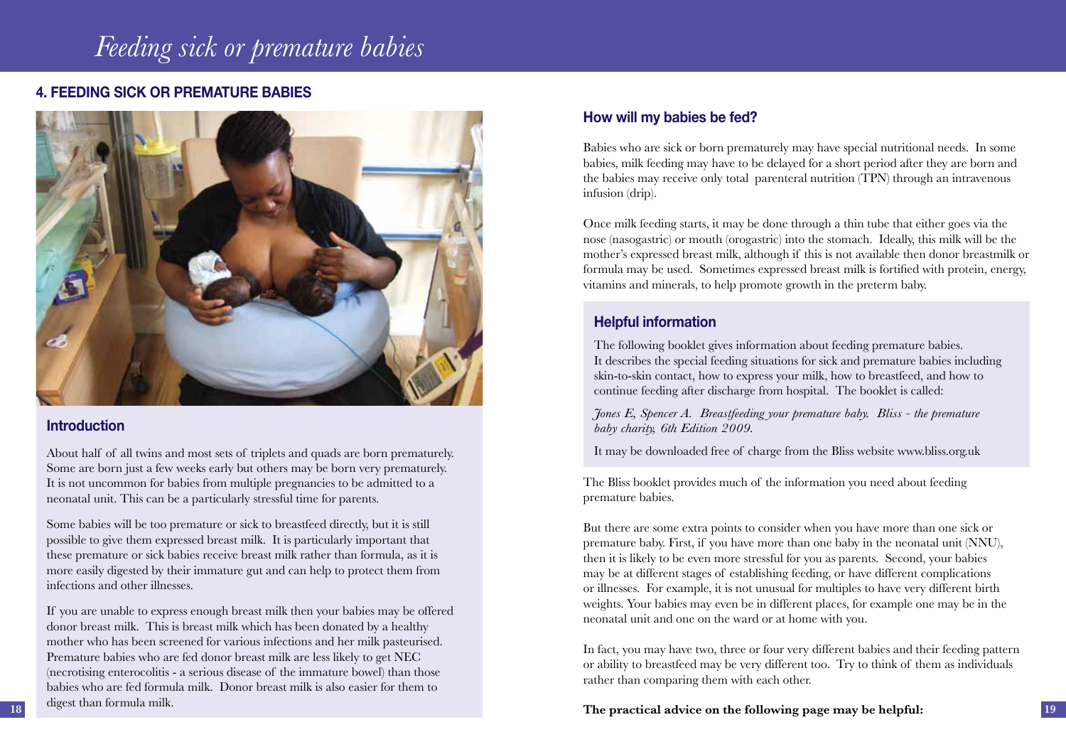## 4. FEEDING SICK OR PREMATURE BABIES

### Introduction

About half of all twins and most sets of triplets and quads are born prematurely. Some are born just a few weeks early but others may be born very prematurely. It is not uncommon for babies from multiple pregnancies to be admitted to a neonatal unit. This can be a particularly stressful time for parents.

Some babies will be too premature or sick to breastfeed directly, but it is still possible to give them expressed breast milk. It is particularly important that these premature or sick babies receive breast milk rather than formula, as it is more easily digested by their immature gut and can help to protect them from infections and other illnesses.

If you are unable to express enough breast milk then your babies may be offered donor breast milk. This is breast milk which has been donated by a healthy mother who has been screened for various infections and her milk pasteurised. Premature babies who are fed donor breast milk are less likely to get NEC (necrotising enterocolitis - a serious disease of the immature bowel) than those babies who are fed formula milk. Donor breast milk is also easier for them to digest than formula milk.

### How will my babies be fed?

Babies who are sick or born prematurely may have special nutritional needs. In some babies, milk feeding may have to be delayed for a short period after they are born and the babies may receive only total parenteral nutrition (TPN) through an intravenous infusion (drip).

Once milk feeding starts, it may be done through a thin tube that either goes via the nose (nasogastric) or mouth (orogastric) into the stomach. Ideally, this milk will be the mother's expressed breast milk, although if this is not available then donor breastmilk or formula may be used. Sometimes expressed breast milk is fortified with protein, energy, vitamins and minerals, to help promote growth in the preterm baby.

### Helpful information

The following booklet gives information about feeding premature babies. It describes the special feeding situations for sick and premature babies including skin-to-skin contact, how to express your milk, how to breastfeed, and how to continue feeding after discharge from hospital. The booklet is called:

*Jones E, Spencer A. Breastfeeding your premature baby. Bliss - the premature baby charity, 6th Edition 2009.*

It may be downloaded free of charge from the Bliss website www.bliss.org.uk

The Bliss booklet provides much of the information you need about feeding premature babies.

But there are some extra points to consider when you have more than one sick or premature baby. First, if you have more than one baby in the neonatal unit (NNU), then it is likely to be even more stressful for you as parents. Second, your babies may be at different stages of establishing feeding, or have different complications or illnesses. For example, it is not unusual for multiples to have very different birth weights. Your babies may even be in different places, for example one may be in the neonatal unit and one on the ward or at home with you.

In fact, you may have two, three or four very different babies and their feeding pattern or ability to breastfeed may be very different too. Try to think of them as individuals rather than comparing them with each other.

**The practical advice on the following page may be helpful:**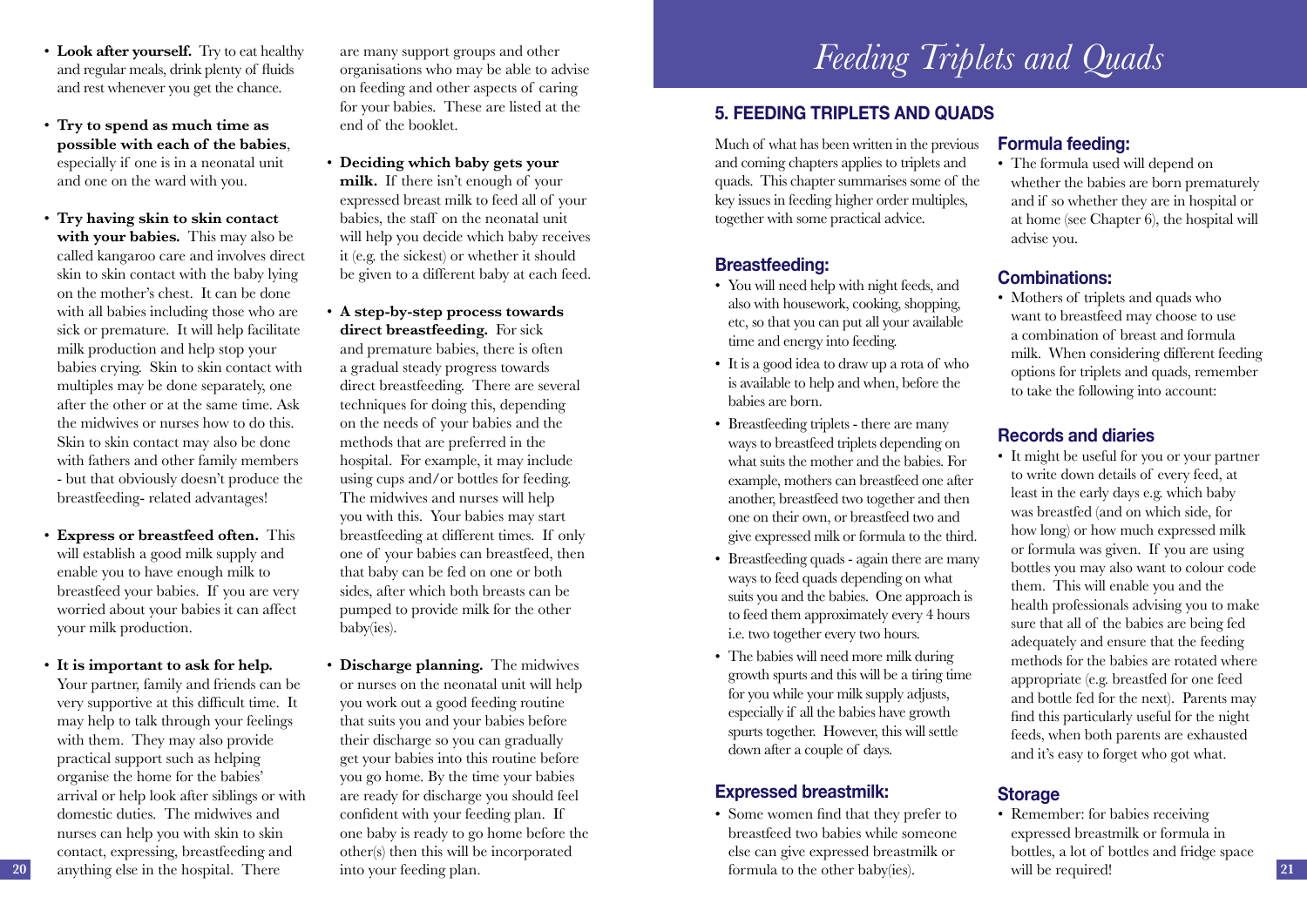- **Look after yourself.** Try to eat healthy and regular meals, drink plenty of fluids and rest whenever you get the chance.

- **Try to spend as much time as possible with each of the babies**, especially if one is in a neonatal unit and one on the ward with you.

- **Try having skin to skin contact with your babies.** This may also be called kangaroo care and involves direct skin to skin contact with the baby lying on the mother's chest. It can be done with all babies including those who are sick or premature. It will help facilitate milk production and help stop your babies crying. Skin to skin contact with multiples may be done separately, one after the other or at the same time. Ask the midwives or nurses how to do this. Skin to skin contact may also be done with fathers and other family members - but that obviously doesn't produce the breastfeeding- related advantages!

- **Express or breastfeed often.** This will establish a good milk supply and enable you to have enough milk to breastfeed your babies. If you are very worried about your babies it can affect your milk production.

- **It is important to ask for help.** Your partner, family and friends can be very supportive at this difficult time. It may help to talk through your feelings with them. They may also provide practical support such as helping organise the home for the babies' arrival or help look after siblings or with domestic duties. The midwives and nurses can help you with skin to skin contact, expressing, breastfeeding and anything else in the hospital. There are many support groups and other organisations who may be able to advise on feeding and other aspects of caring for your babies. These are listed at the end of the booklet.

- **Deciding which baby gets your milk.** If there isn't enough of your expressed breast milk to feed all of your babies, the staff on the neonatal unit will help you decide which baby receives it (e.g. the sickest) or whether it should be given to a different baby at each feed.

- **A step-by-step process towards direct breastfeeding.** For sick and premature babies, there is often a gradual steady progress towards direct breastfeeding. There are several techniques for doing this, depending on the needs of your babies and the methods that are preferred in the hospital. For example, it may include using cups and/or bottles for feeding. The midwives and nurses will help you with this. Your babies may start breastfeeding at different times. If only one of your babies can breastfeed, then that baby can be fed on one or both sides, after which both breasts can be pumped to provide milk for the other baby(ies).

- **Discharge planning.** The midwives or nurses on the neonatal unit will help you work out a good feeding routine that suits you and your babies before their discharge so you can gradually get your babies into this routine before you go home. By the time your babies are ready for discharge you should feel confident with your feeding plan. If one baby is ready to go home before the other(s) then this will be incorporated into your feeding plan.

# *Feeding Triplets and Quads*

## 5. FEEDING TRIPLETS AND QUADS

Much of what has been written in the previous and coming chapters applies to triplets and quads. This chapter summarises some of the key issues in feeding higher order multiples, together with some practical advice.

### Breastfeeding:

- You will need help with night feeds, and also with housework, cooking, shopping, etc, so that you can put all your available time and energy into feeding.
- It is a good idea to draw up a rota of who is available to help and when, before the babies are born.
- Breastfeeding triplets - there are many ways to breastfeed triplets depending on what suits the mother and the babies. For example, mothers can breastfeed one after another, breastfeed two together and then one on their own, or breastfeed two and give expressed milk or formula to the third.
- Breastfeeding quads - again there are many ways to feed quads depending on what suits you and the babies. One approach is to feed them approximately every 4 hours i.e. two together every two hours.
- The babies will need more milk during growth spurts and this will be a tiring time for you while your milk supply adjusts, especially if all the babies have growth spurts together. However, this will settle down after a couple of days.

### Expressed breastmilk:

- Some women find that they prefer to breastfeed two babies while someone else can give expressed breastmilk or formula to the other baby(ies).

### Formula feeding:

- The formula used will depend on whether the babies are born prematurely and if so whether they are in hospital or at home (see Chapter 6), the hospital will advise you.

### Combinations:

- Mothers of triplets and quads who want to breastfeed may choose to use a combination of breast and formula milk. When considering different feeding options for triplets and quads, remember to take the following into account:

### Records and diaries

- It might be useful for you or your partner to write down details of every feed, at least in the early days e.g. which baby was breastfed (and on which side, for how long) or how much expressed milk or formula was given. If you are using bottles you may also want to colour code them. This will enable you and the health professionals advising you to make sure that all of the babies are being fed adequately and ensure that the feeding methods for the babies are rotated where appropriate (e.g. breastfed for one feed and bottle fed for the next). Parents may find this particularly useful for the night feeds, when both parents are exhausted and it's easy to forget who got what.

### Storage

- Remember: for babies receiving expressed breastmilk or formula in bottles, a lot of bottles and fridge space will be required!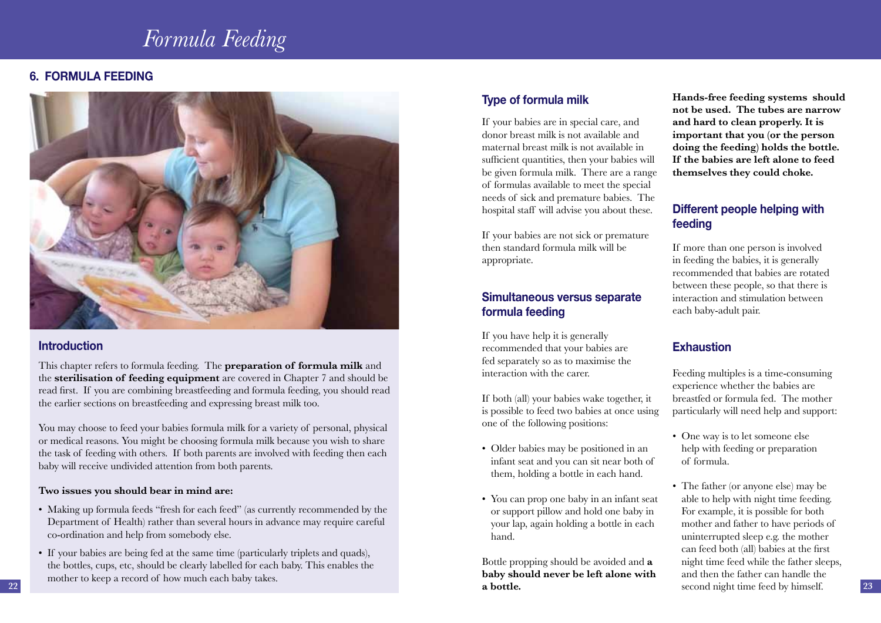# Formula Feeding

## 6. FORMULA FEEDING

### Introduction

This chapter refers to formula feeding. The **preparation of formula milk** and the **sterilisation of feeding equipment** are covered in Chapter 7 and should be read first. If you are combining breastfeeding and formula feeding, you should read the earlier sections on breastfeeding and expressing breast milk too.

You may choose to feed your babies formula milk for a variety of personal, physical or medical reasons. You might be choosing formula milk because you wish to share the task of feeding with others. If both parents are involved with feeding then each baby will receive undivided attention from both parents.

**Two issues you should bear in mind are:**

- Making up formula feeds "fresh for each feed" (as currently recommended by the Department of Health) rather than several hours in advance may require careful co-ordination and help from somebody else.
- If your babies are being fed at the same time (particularly triplets and quads), the bottles, cups, etc, should be clearly labelled for each baby. This enables the mother to keep a record of how much each baby takes.

### Type of formula milk

If your babies are in special care, and donor breast milk is not available and maternal breast milk is not available in sufficient quantities, then your babies will be given formula milk. There are a range of formulas available to meet the special needs of sick and premature babies. The hospital staff will advise you about these.

If your babies are not sick or premature then standard formula milk will be appropriate.

### Simultaneous versus separate formula feeding

If you have help it is generally recommended that your babies are fed separately so as to maximise the interaction with the carer.

If both (all) your babies wake together, it is possible to feed two babies at once using one of the following positions:

- Older babies may be positioned in an infant seat and you can sit near both of them, holding a bottle in each hand.
- You can prop one baby in an infant seat or support pillow and hold one baby in your lap, again holding a bottle in each hand.

Bottle propping should be avoided and **a baby should never be left alone with a bottle.**

**Hands-free feeding systems should not be used. The tubes are narrow and hard to clean properly. It is important that you (or the person doing the feeding) holds the bottle. If the babies are left alone to feed themselves they could choke.**

### Different people helping with feeding

If more than one person is involved in feeding the babies, it is generally recommended that babies are rotated between these people, so that there is interaction and stimulation between each baby-adult pair.

### Exhaustion

Feeding multiples is a time-consuming experience whether the babies are breastfed or formula fed. The mother particularly will need help and support:

- One way is to let someone else help with feeding or preparation of formula.
- The father (or anyone else) may be able to help with night time feeding. For example, it is possible for both mother and father to have periods of uninterrupted sleep e.g. the mother can feed both (all) babies at the first night time feed while the father sleeps, and then the father can handle the second night time feed by himself.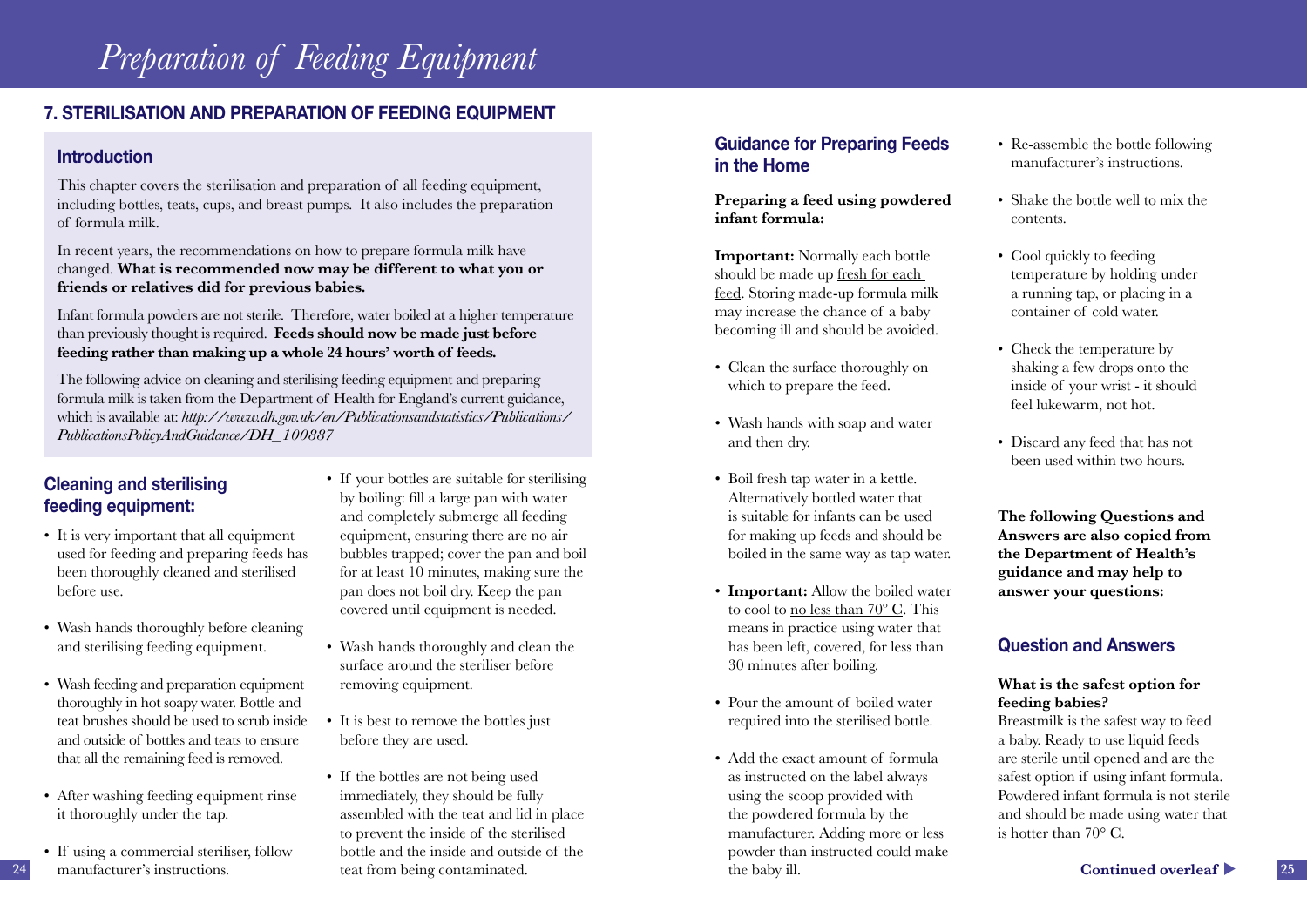# Preparation of Feeding Equipment

## 7. STERILISATION AND PREPARATION OF FEEDING EQUIPMENT

### Introduction

This chapter covers the sterilisation and preparation of all feeding equipment, including bottles, teats, cups, and breast pumps. It also includes the preparation of formula milk.

In recent years, the recommendations on how to prepare formula milk have changed. **What is recommended now may be different to what you or friends or relatives did for previous babies.**

Infant formula powders are not sterile. Therefore, water boiled at a higher temperature than previously thought is required. **Feeds should now be made just before feeding rather than making up a whole 24 hours' worth of feeds.**

The following advice on cleaning and sterilising feeding equipment and preparing formula milk is taken from the Department of Health for England's current guidance, which is available at: *http://www.dh.gov.uk/en/Publicationsandstatistics/Publications/PublicationsPolicyAndGuidance/DH_100887*

### Cleaning and sterilising feeding equipment:

- It is very important that all equipment used for feeding and preparing feeds has been thoroughly cleaned and sterilised before use.
- Wash hands thoroughly before cleaning and sterilising feeding equipment.
- Wash feeding and preparation equipment thoroughly in hot soapy water. Bottle and teat brushes should be used to scrub inside and outside of bottles and teats to ensure that all the remaining feed is removed.
- After washing feeding equipment rinse it thoroughly under the tap.
- If using a commercial steriliser, follow manufacturer's instructions.
- If your bottles are suitable for sterilising by boiling: fill a large pan with water and completely submerge all feeding equipment, ensuring there are no air bubbles trapped; cover the pan and boil for at least 10 minutes, making sure the pan does not boil dry. Keep the pan covered until equipment is needed.
- Wash hands thoroughly and clean the surface around the steriliser before removing equipment.
- It is best to remove the bottles just before they are used.
- If the bottles are not being used immediately, they should be fully assembled with the teat and lid in place to prevent the inside of the sterilised bottle and the inside and outside of the teat from being contaminated.

### Guidance for Preparing Feeds in the Home

**Preparing a feed using powdered infant formula:**

**Important:** Normally each bottle should be made up <u>fresh for each feed</u>. Storing made-up formula milk may increase the chance of a baby becoming ill and should be avoided.

- Clean the surface thoroughly on which to prepare the feed.
- Wash hands with soap and water and then dry.
- Boil fresh tap water in a kettle. Alternatively bottled water that is suitable for infants can be used for making up feeds and should be boiled in the same way as tap water.
- **Important:** Allow the boiled water to cool to <u>no less than 70º C</u>. This means in practice using water that has been left, covered, for less than 30 minutes after boiling.
- Pour the amount of boiled water required into the sterilised bottle.
- Add the exact amount of formula as instructed on the label always using the scoop provided with the powdered formula by the manufacturer. Adding more or less powder than instructed could make the baby ill.
- Re-assemble the bottle following manufacturer's instructions.
- Shake the bottle well to mix the contents.
- Cool quickly to feeding temperature by holding under a running tap, or placing in a container of cold water.
- Check the temperature by shaking a few drops onto the inside of your wrist - it should feel lukewarm, not hot.
- Discard any feed that has not been used within two hours.

**The following Questions and Answers are also copied from the Department of Health's guidance and may help to answer your questions:**

### Question and Answers

**What is the safest option for feeding babies?**
Breastmilk is the safest way to feed a baby. Ready to use liquid feeds are sterile until opened and are the safest option if using infant formula. Powdered infant formula is not sterile and should be made using water that is hotter than 70° C.

**Continued overleaf ▶**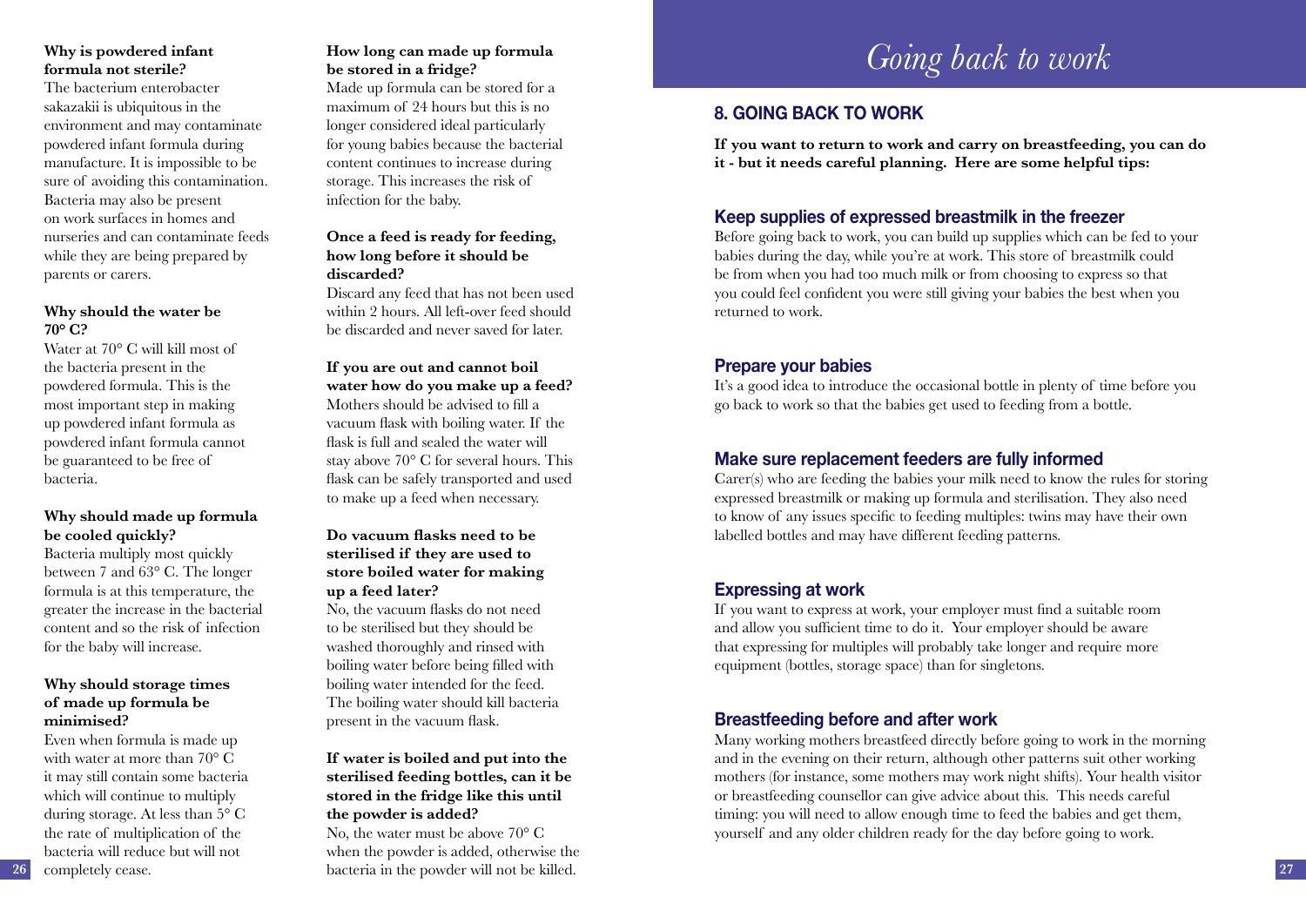**Why is powdered infant formula not sterile?**

The bacterium enterobacter sakazakii is ubiquitous in the environment and may contaminate powdered infant formula during manufacture. It is impossible to be sure of avoiding this contamination. Bacteria may also be present on work surfaces in homes and nurseries and can contaminate feeds while they are being prepared by parents or carers.

**Why should the water be 70° C?**

Water at 70° C will kill most of the bacteria present in the powdered formula. This is the most important step in making up powdered infant formula as powdered infant formula cannot be guaranteed to be free of bacteria.

**Why should made up formula be cooled quickly?**

Bacteria multiply most quickly between 7 and 63° C. The longer formula is at this temperature, the greater the increase in the bacterial content and so the risk of infection for the baby will increase.

**Why should storage times of made up formula be minimised?**

Even when formula is made up with water at more than 70° C it may still contain some bacteria which will continue to multiply during storage. At less than 5° C the rate of multiplication of the bacteria will reduce but will not completely cease.

**How long can made up formula be stored in a fridge?**

Made up formula can be stored for a maximum of 24 hours but this is no longer considered ideal particularly for young babies because the bacterial content continues to increase during storage. This increases the risk of infection for the baby.

**Once a feed is ready for feeding, how long before it should be discarded?**

Discard any feed that has not been used within 2 hours. All left-over feed should be discarded and never saved for later.

**If you are out and cannot boil water how do you make up a feed?**

Mothers should be advised to fill a vacuum flask with boiling water. If the flask is full and sealed the water will stay above 70° C for several hours. This flask can be safely transported and used to make up a feed when necessary.

**Do vacuum flasks need to be sterilised if they are used to store boiled water for making up a feed later?**

No, the vacuum flasks do not need to be sterilised but they should be washed thoroughly and rinsed with boiling water before being filled with boiling water intended for the feed. The boiling water should kill bacteria present in the vacuum flask.

**If water is boiled and put into the sterilised feeding bottles, can it be stored in the fridge like this until the powder is added?**

No, the water must be above 70° C when the powder is added, otherwise the bacteria in the powder will not be killed.

# *Going back to work*

## 8. GOING BACK TO WORK

**If you want to return to work and carry on breastfeeding, you can do it - but it needs careful planning. Here are some helpful tips:**

### Keep supplies of expressed breastmilk in the freezer

Before going back to work, you can build up supplies which can be fed to your babies during the day, while you're at work. This store of breastmilk could be from when you had too much milk or from choosing to express so that you could feel confident you were still giving your babies the best when you returned to work.

### Prepare your babies

It's a good idea to introduce the occasional bottle in plenty of time before you go back to work so that the babies get used to feeding from a bottle.

### Make sure replacement feeders are fully informed

Carer(s) who are feeding the babies your milk need to know the rules for storing expressed breastmilk or making up formula and sterilisation. They also need to know of any issues specific to feeding multiples: twins may have their own labelled bottles and may have different feeding patterns.

### Expressing at work

If you want to express at work, your employer must find a suitable room and allow you sufficient time to do it. Your employer should be aware that expressing for multiples will probably take longer and require more equipment (bottles, storage space) than for singletons.

### Breastfeeding before and after work

Many working mothers breastfeed directly before going to work in the morning and in the evening on their return, although other patterns suit other working mothers (for instance, some mothers may work night shifts). Your health visitor or breastfeeding counsellor can give advice about this. This needs careful timing: you will need to allow enough time to feed the babies and get them, yourself and any older children ready for the day before going to work.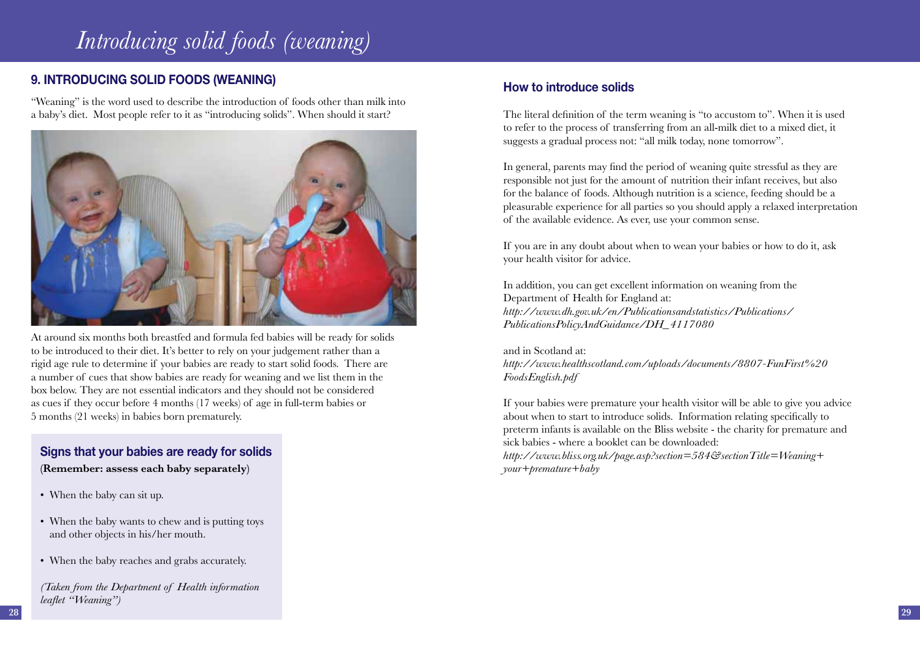# Introducing solid foods (weaning)

## 9. INTRODUCING SOLID FOODS (WEANING)

"Weaning" is the word used to describe the introduction of foods other than milk into a baby's diet. Most people refer to it as "introducing solids". When should it start?

At around six months both breastfed and formula fed babies will be ready for solids to be introduced to their diet. It's better to rely on your judgement rather than a rigid age rule to determine if your babies are ready to start solid foods. There are a number of cues that show babies are ready for weaning and we list them in the box below. They are not essential indicators and they should not be considered as cues if they occur before 4 months (17 weeks) of age in full-term babies or 5 months (21 weeks) in babies born prematurely.

### Signs that your babies are ready for solids

(**Remember: assess each baby separately**)

- When the baby can sit up.
- When the baby wants to chew and is putting toys and other objects in his/her mouth.
- When the baby reaches and grabs accurately.

*(Taken from the Department of Health information leaflet "Weaning")*

### How to introduce solids

The literal definition of the term weaning is "to accustom to". When it is used to refer to the process of transferring from an all-milk diet to a mixed diet, it suggests a gradual process not: "all milk today, none tomorrow".

In general, parents may find the period of weaning quite stressful as they are responsible not just for the amount of nutrition their infant receives, but also for the balance of foods. Although nutrition is a science, feeding should be a pleasurable experience for all parties so you should apply a relaxed interpretation of the available evidence. As ever, use your common sense.

If you are in any doubt about when to wean your babies or how to do it, ask your health visitor for advice.

In addition, you can get excellent information on weaning from the Department of Health for England at:
*http://www.dh.gov.uk/en/Publicationsandstatistics/Publications/PublicationsPolicyAndGuidance/DH_4117080*

and in Scotland at:
*http://www.healthscotland.com/uploads/documents/8807-FunFirst%20FoodsEnglish.pdf*

If your babies were premature your health visitor will be able to give you advice about when to start to introduce solids. Information relating specifically to preterm infants is available on the Bliss website - the charity for premature and sick babies - where a booklet can be downloaded:
*http://www.bliss.org.uk/page.asp?section=584&sectionTitle=Weaning+your+premature+baby*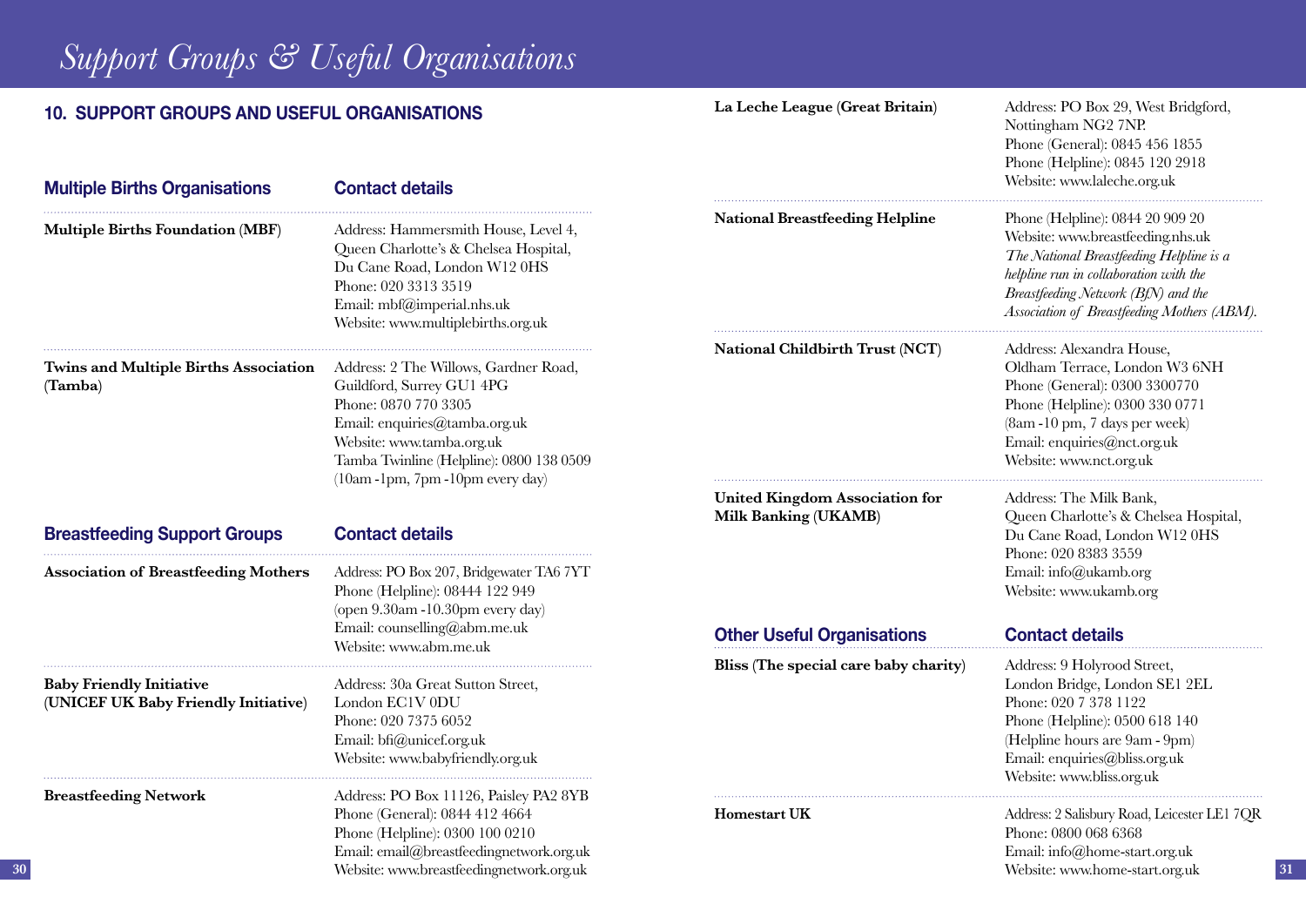# Support Groups & Useful Organisations

## 10. SUPPORT GROUPS AND USEFUL ORGANISATIONS

| Multiple Births Organisations | Contact details |
|---|---|
| **Multiple Births Foundation (MBF)** | Address: Hammersmith House, Level 4, Queen Charlotte's & Chelsea Hospital, Du Cane Road, London W12 0HS<br>Phone: 020 3313 3519<br>Email: mbf@imperial.nhs.uk<br>Website: www.multiplebirths.org.uk |
| **Twins and Multiple Births Association (Tamba)** | Address: 2 The Willows, Gardner Road, Guildford, Surrey GU1 4PG<br>Phone: 0870 770 3305<br>Email: enquiries@tamba.org.uk<br>Website: www.tamba.org.uk<br>Tamba Twinline (Helpline): 0800 138 0509 (10am - 1pm, 7pm - 10pm every day) |

| Breastfeeding Support Groups | Contact details |
|---|---|
| **Association of Breastfeeding Mothers** | Address: PO Box 207, Bridgewater TA6 7YT<br>Phone (Helpline): 08444 122 949 (open 9.30am - 10.30pm every day)<br>Email: counselling@abm.me.uk<br>Website: www.abm.me.uk |
| **Baby Friendly Initiative (UNICEF UK Baby Friendly Initiative)** | Address: 30a Great Sutton Street, London EC1V 0DU<br>Phone: 020 7375 6052<br>Email: bfi@unicef.org.uk<br>Website: www.babyfriendly.org.uk |
| **Breastfeeding Network** | Address: PO Box 11126, Paisley PA2 8YB<br>Phone (General): 0844 412 4664<br>Phone (Helpline): 0300 100 0210<br>Email: email@breastfeedingnetwork.org.uk<br>Website: www.breastfeedingnetwork.org.uk |
| **La Leche League (Great Britain)** | Address: PO Box 29, West Bridgford, Nottingham NG2 7NP.<br>Phone (General): 0845 456 1855<br>Phone (Helpline): 0845 120 2918<br>Website: www.laleche.org.uk |
| **National Breastfeeding Helpline** | Phone (Helpline): 0844 20 909 20<br>Website: www.breastfeeding.nhs.uk<br>*The National Breastfeeding Helpline is a helpline run in collaboration with the Breastfeeding Network (BfN) and the Association of Breastfeeding Mothers (ABM).* |
| **National Childbirth Trust (NCT)** | Address: Alexandra House, Oldham Terrace, London W3 6NH<br>Phone (General): 0300 3300770<br>Phone (Helpline): 0300 330 0771 (8am - 10 pm, 7 days per week)<br>Email: enquiries@nct.org.uk<br>Website: www.nct.org.uk |
| **United Kingdom Association for Milk Banking (UKAMB)** | Address: The Milk Bank, Queen Charlotte's & Chelsea Hospital, Du Cane Road, London W12 0HS<br>Phone: 020 8383 3559<br>Email: info@ukamb.org<br>Website: www.ukamb.org |

| Other Useful Organisations | Contact details |
|---|---|
| **Bliss (The special care baby charity)** | Address: 9 Holyrood Street, London Bridge, London SE1 2EL<br>Phone: 020 7 378 1122<br>Phone (Helpline): 0500 618 140 (Helpline hours are 9am - 9pm)<br>Email: enquiries@bliss.org.uk<br>Website: www.bliss.org.uk |
| **Homestart UK** | Address: 2 Salisbury Road, Leicester LE1 7QR<br>Phone: 0800 068 6368<br>Email: info@home-start.org.uk<br>Website: www.home-start.org.uk |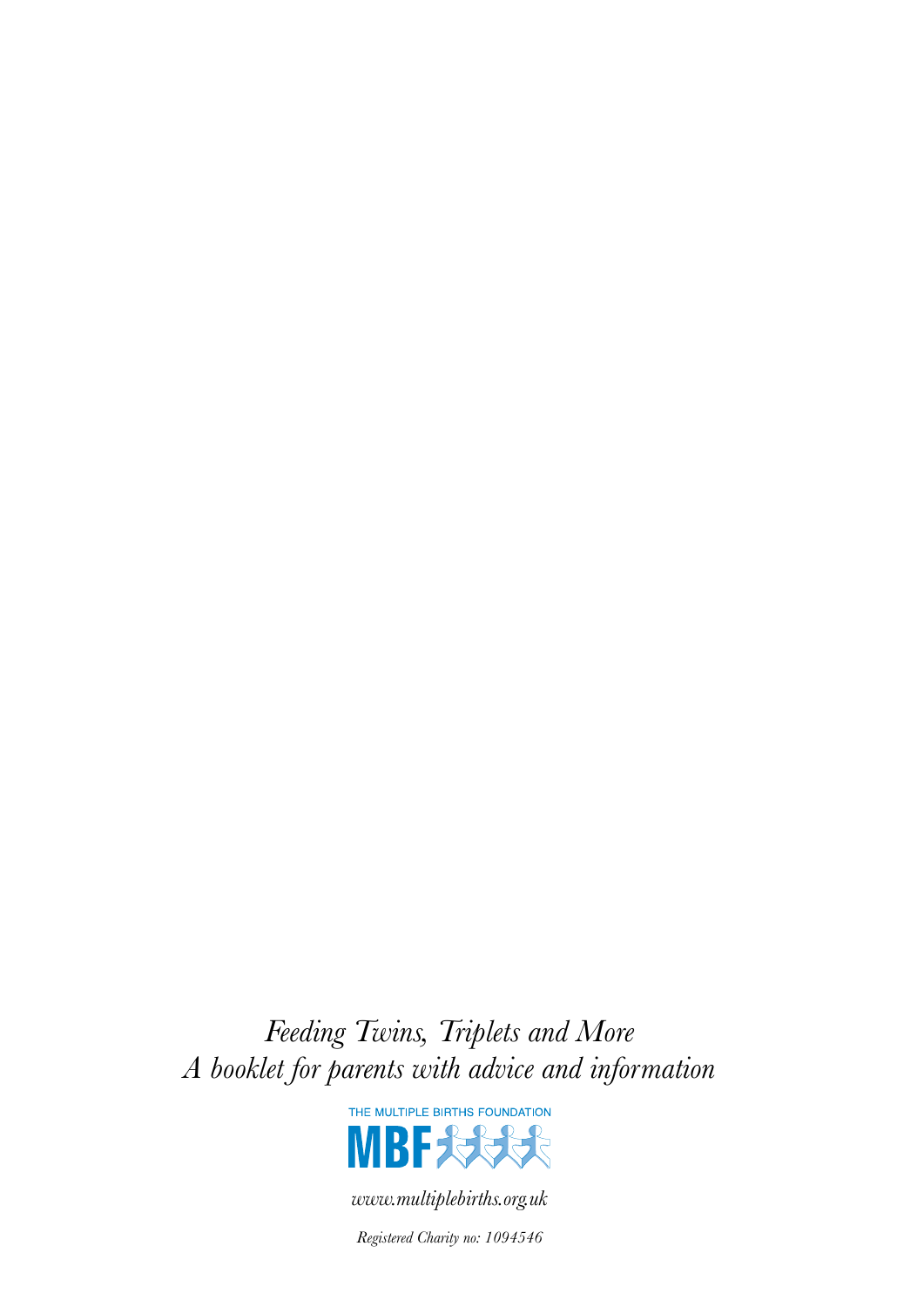*Feeding Twins, Triplets and More*
*A booklet for parents with advice and information*

THE MULTIPLE BIRTHS FOUNDATION

MBF

*www.multiplebirths.org.uk*

*Registered Charity no: 1094546*